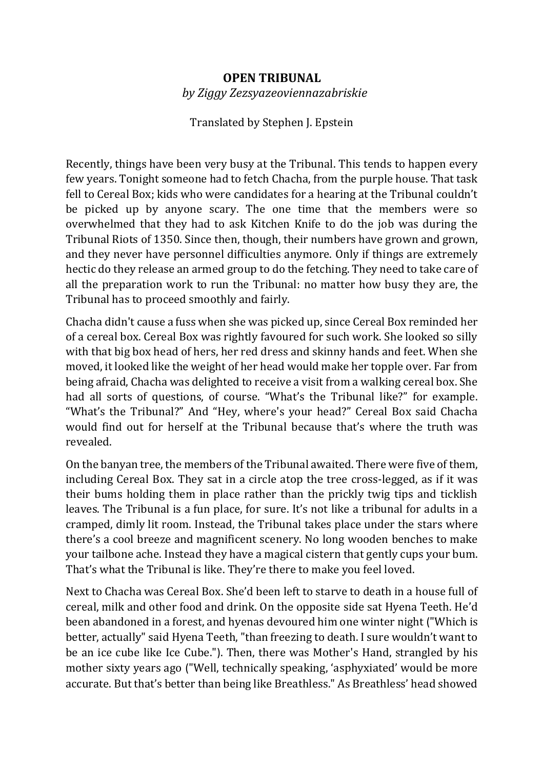**OPEN TRIBUNAL**

*by Ziggy Zezsyazeoviennazabriskie*

Translated by Stephen J. Epstein

Recently, things have been very busy at the Tribunal. This tends to happen every few years. Tonight someone had to fetch Chacha, from the purple house. That task fell to Cereal Box; kids who were candidates for a hearing at the Tribunal couldn't be picked up by anyone scary. The one time that the members were so overwhelmed that they had to ask Kitchen Knife to do the job was during the Tribunal Riots of 1350. Since then, though, their numbers have grown and grown, and they never have personnel difficulties anymore. Only if things are extremely hectic do they release an armed group to do the fetching. They need to take care of all the preparation work to run the Tribunal: no matter how busy they are, the Tribunal has to proceed smoothly and fairly.

Chacha didn't cause a fuss when she was picked up, since Cereal Box reminded her of a cereal box. Cereal Box was rightly favoured for such work. She looked so silly with that big box head of hers, her red dress and skinny hands and feet. When she moved, it looked like the weight of her head would make her topple over. Far from being afraid, Chacha was delighted to receive a visit from a walking cereal box. She had all sorts of questions, of course. "What's the Tribunal like?" for example. "What's the Tribunal?" And "Hey, where's your head?" Cereal Box said Chacha would find out for herself at the Tribunal because that's where the truth was revealed.

On the banyan tree, the members of the Tribunal awaited. There were five of them, including Cereal Box. They sat in a circle atop the tree cross-legged, as if it was their bums holding them in place rather than the prickly twig tips and ticklish leaves. The Tribunal is a fun place, for sure. It's not like a tribunal for adults in a cramped, dimly lit room. Instead, the Tribunal takes place under the stars where there's a cool breeze and magnificent scenery. No long wooden benches to make your tailbone ache. Instead they have a magical cistern that gently cups your bum. That's what the Tribunal is like. They're there to make you feel loved.

Next to Chacha was Cereal Box. She'd been left to starve to death in a house full of cereal, milk and other food and drink. On the opposite side sat Hyena Teeth. He'd been abandoned in a forest, and hyenas devoured him one winter night ("Which is better, actually" said Hyena Teeth, "than freezing to death. I sure wouldn't want to be an ice cube like Ice Cube."). Then, there was Mother's Hand, strangled by his mother sixty years ago ("Well, technically speaking, 'asphyxiated' would be more accurate. But that's better than being like Breathless." As Breathless' head showed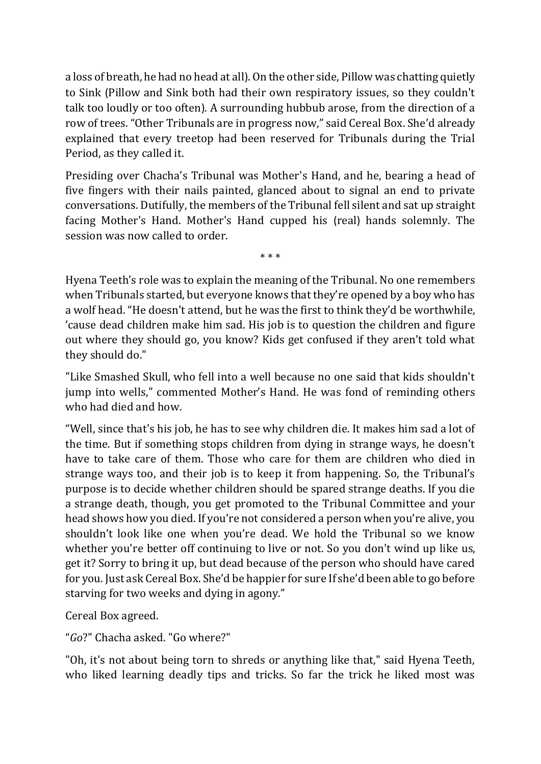a loss of breath, he had no head at all). On the other side, Pillow was chatting quietly to Sink (Pillow and Sink both had their own respiratory issues, so they couldn't talk too loudly or too often). A surrounding hubbub arose, from the direction of a row of trees. "Other Tribunals are in progress now," said Cereal Box. She'd already explained that every treetop had been reserved for Tribunals during the Trial Period, as they called it.

Presiding over Chacha's Tribunal was Mother's Hand, and he, bearing a head of five fingers with their nails painted, glanced about to signal an end to private conversations. Dutifully, the members of the Tribunal fell silent and sat up straight facing Mother's Hand. Mother's Hand cupped his (real) hands solemnly. The session was now called to order.

\* \* \*

Hyena Teeth's role was to explain the meaning of the Tribunal. No one remembers when Tribunals started, but everyone knows that they're opened by a boy who has a wolf head. "He doesn't attend, but he was the first to think they'd be worthwhile, 'cause dead children make him sad. His job is to question the children and figure out where they should go, you know? Kids get confused if they aren't told what they should do."

"Like Smashed Skull, who fell into a well because no one said that kids shouldn't jump into wells," commented Mother's Hand. He was fond of reminding others who had died and how.

"Well, since that's his job, he has to see why children die. It makes him sad a lot of the time. But if something stops children from dying in strange ways, he doesn't have to take care of them. Those who care for them are children who died in strange ways too, and their job is to keep it from happening. So, the Tribunal's purpose is to decide whether children should be spared strange deaths. If you die a strange death, though, you get promoted to the Tribunal Committee and your head shows how you died. If you're not considered a person when you're alive, you shouldn't look like one when you're dead. We hold the Tribunal so we know whether you're better off continuing to live or not. So you don't wind up like us, get it? Sorry to bring it up, but dead because of the person who should have cared for you. Just ask Cereal Box. She'd be happier for sure If she'd been able to go before starving for two weeks and dying in agony."

Cereal Box agreed.

"*Go*?" Chacha asked. "Go where?"

"Oh, it's not about being torn to shreds or anything like that," said Hyena Teeth, who liked learning deadly tips and tricks. So far the trick he liked most was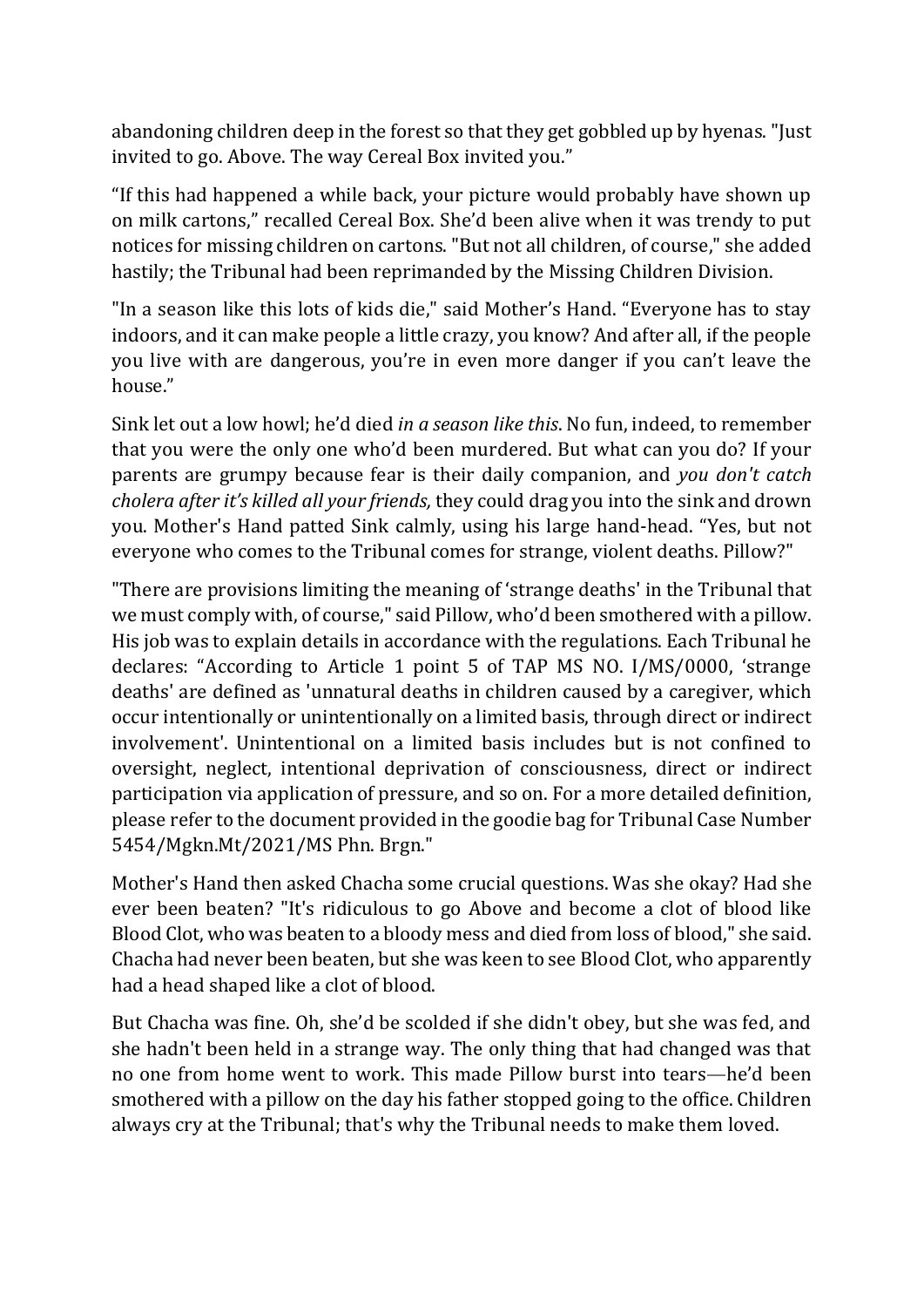abandoning children deep in the forest so that they get gobbled up by hyenas. "Just invited to go. Above. The way Cereal Box invited you."

"If this had happened a while back, your picture would probably have shown up on milk cartons," recalled Cereal Box. She'd been alive when it was trendy to put notices for missing children on cartons. "But not all children, of course," she added hastily; the Tribunal had been reprimanded by the Missing Children Division.

"In a season like this lots of kids die," said Mother's Hand. "Everyone has to stay indoors, and it can make people a little crazy, you know? And after all, if the people you live with are dangerous, you're in even more danger if you can't leave the house."

Sink let out a low howl; he'd died *in a season like this*. No fun, indeed, to remember that you were the only one who'd been murdered. But what can you do? If your parents are grumpy because fear is their daily companion, and *you don't catch cholera after it's killed all your friends,* they could drag you into the sink and drown you. Mother's Hand patted Sink calmly, using his large hand-head. "Yes, but not everyone who comes to the Tribunal comes for strange, violent deaths. Pillow?"

"There are provisions limiting the meaning of 'strange deaths' in the Tribunal that we must comply with, of course," said Pillow, who'd been smothered with a pillow. His job was to explain details in accordance with the regulations. Each Tribunal he declares: "According to Article 1 point 5 of TAP MS NO. I/MS/0000, 'strange deaths' are defined as 'unnatural deaths in children caused by a caregiver, which occur intentionally or unintentionally on a limited basis, through direct or indirect involvement'. Unintentional on a limited basis includes but is not confined to oversight, neglect, intentional deprivation of consciousness, direct or indirect participation via application of pressure, and so on. For a more detailed definition, please refer to the document provided in the goodie bag for Tribunal Case Number 5454/Mgkn.Mt/2021/MS Phn. Brgn."

Mother's Hand then asked Chacha some crucial questions. Was she okay? Had she ever been beaten? "It's ridiculous to go Above and become a clot of blood like Blood Clot, who was beaten to a bloody mess and died from loss of blood," she said. Chacha had never been beaten, but she was keen to see Blood Clot, who apparently had a head shaped like a clot of blood.

But Chacha was fine. Oh, she'd be scolded if she didn't obey, but she was fed, and she hadn't been held in a strange way. The only thing that had changed was that no one from home went to work. This made Pillow burst into tears—he'd been smothered with a pillow on the day his father stopped going to the office. Children always cry at the Tribunal; that's why the Tribunal needs to make them loved.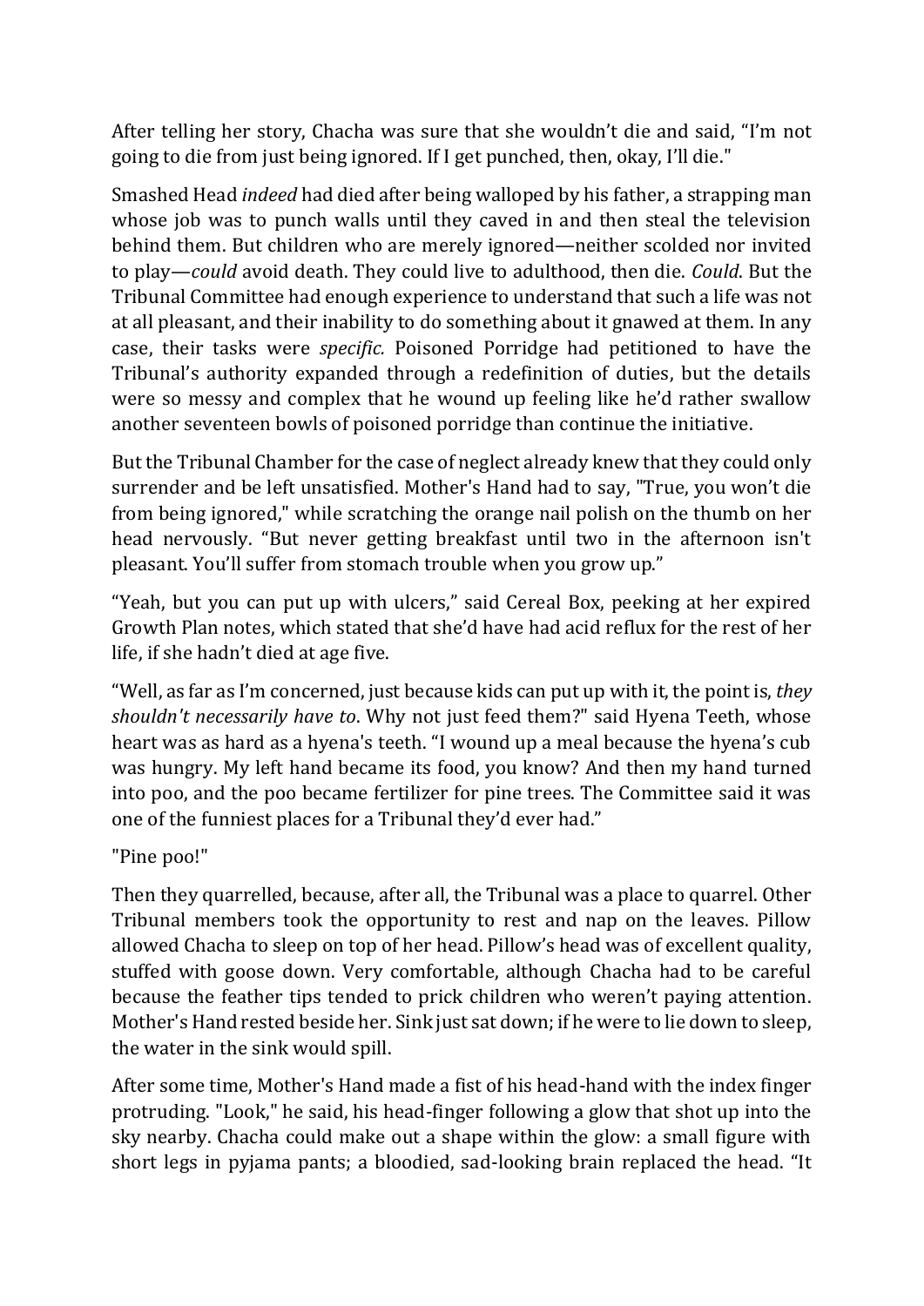After telling her story, Chacha was sure that she wouldn't die and said, "I'm not going to die from just being ignored. If I get punched, then, okay, I'll die."

Smashed Head *indeed* had died after being walloped by his father, a strapping man whose job was to punch walls until they caved in and then steal the television behind them. But children who are merely ignored—neither scolded nor invited to play—*could* avoid death. They could live to adulthood, then die. *Could*. But the Tribunal Committee had enough experience to understand that such a life was not at all pleasant, and their inability to do something about it gnawed at them. In any case, their tasks were *specific*. Poisoned Porridge had petitioned to have the Tribunal's authority expanded through a redefinition of duties, but the details were so messy and complex that he wound up feeling like he'd rather swallow another seventeen bowls of poisoned porridge than continue the initiative.

But the Tribunal Chamber for the case of neglect already knew that they could only surrender and be left unsatisfied. Mother's Hand had to say, "True, you won't die from being ignored," while scratching the orange nail polish on the thumb on her head nervously. "But never getting breakfast until two in the afternoon isn't pleasant. You'll suffer from stomach trouble when you grow up."

"Yeah, but you can put up with ulcers," said Cereal Box, peeking at her expired Growth Plan notes, which stated that she'd have had acid reflux for the rest of her life, if she hadn't died at age five.

"Well, as far as I'm concerned, just because kids can put up with it, the point is, *they shouldn't necessarily have to*. Why not just feed them?" said Hyena Teeth, whose heart was as hard as a hyena's teeth. "I wound up a meal because the hyena's cub was hungry. My left hand became its food, you know? And then my hand turned into poo, and the poo became fertilizer for pine trees. The Committee said it was one of the funniest places for a Tribunal they'd ever had."

"Pine poo!"

Then they quarrelled, because, after all, the Tribunal was a place to quarrel. Other Tribunal members took the opportunity to rest and nap on the leaves. Pillow allowed Chacha to sleep on top of her head. Pillow's head was of excellent quality, stuffed with goose down. Very comfortable, although Chacha had to be careful because the feather tips tended to prick children who weren't paying attention. Mother's Hand rested beside her. Sink just sat down; if he were to lie down to sleep, the water in the sink would spill.

After some time, Mother's Hand made a fist of his head-hand with the index finger protruding. "Look," he said, his head-finger following a glow that shot up into the sky nearby. Chacha could make out a shape within the glow: a small figure with short legs in pyjama pants; a bloodied, sad-looking brain replaced the head. "It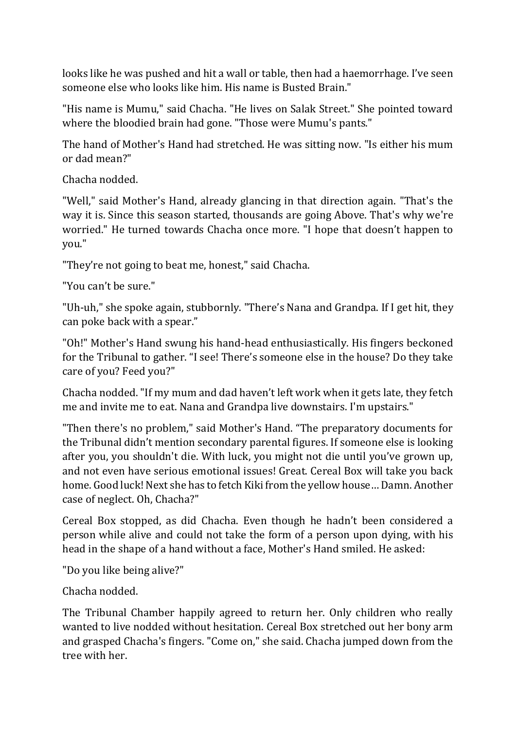looks like he was pushed and hit a wall or table, then had a haemorrhage. I've seen someone else who looks like him. His name is Busted Brain."

"His name is Mumu," said Chacha. "He lives on Salak Street." She pointed toward where the bloodied brain had gone. "Those were Mumu's pants."

The hand of Mother's Hand had stretched. He was sitting now. "Is either his mum or dad mean?"

Chacha nodded.

"Well," said Mother's Hand, already glancing in that direction again. "That's the way it is. Since this season started, thousands are going Above. That's why we're worried." He turned towards Chacha once more. "I hope that doesn't happen to you."

"They're not going to beat me, honest," said Chacha.

"You can't be sure."

"Uh-uh," she spoke again, stubbornly. "There's Nana and Grandpa. If I get hit, they can poke back with a spear."

"Oh!" Mother's Hand swung his hand-head enthusiastically. His fingers beckoned for the Tribunal to gather. "I see! There's someone else in the house? Do they take care of you? Feed you?"

Chacha nodded. "If my mum and dad haven't left work when it gets late, they fetch me and invite me to eat. Nana and Grandpa live downstairs. I'm upstairs."

"Then there's no problem," said Mother's Hand. "The preparatory documents for the Tribunal didn't mention secondary parental figures. If someone else is looking after you, you shouldn't die. With luck, you might not die until you've grown up, and not even have serious emotional issues! Great. Cereal Box will take you back home. Good luck! Next she has to fetch Kiki from the yellow house… Damn. Another case of neglect. Oh, Chacha?"

Cereal Box stopped, as did Chacha. Even though he hadn't been considered a person while alive and could not take the form of a person upon dying, with his head in the shape of a hand without a face, Mother's Hand smiled. He asked:

"Do you like being alive?"

Chacha nodded.

The Tribunal Chamber happily agreed to return her. Only children who really wanted to live nodded without hesitation. Cereal Box stretched out her bony arm and grasped Chacha's fingers. "Come on," she said. Chacha jumped down from the tree with her.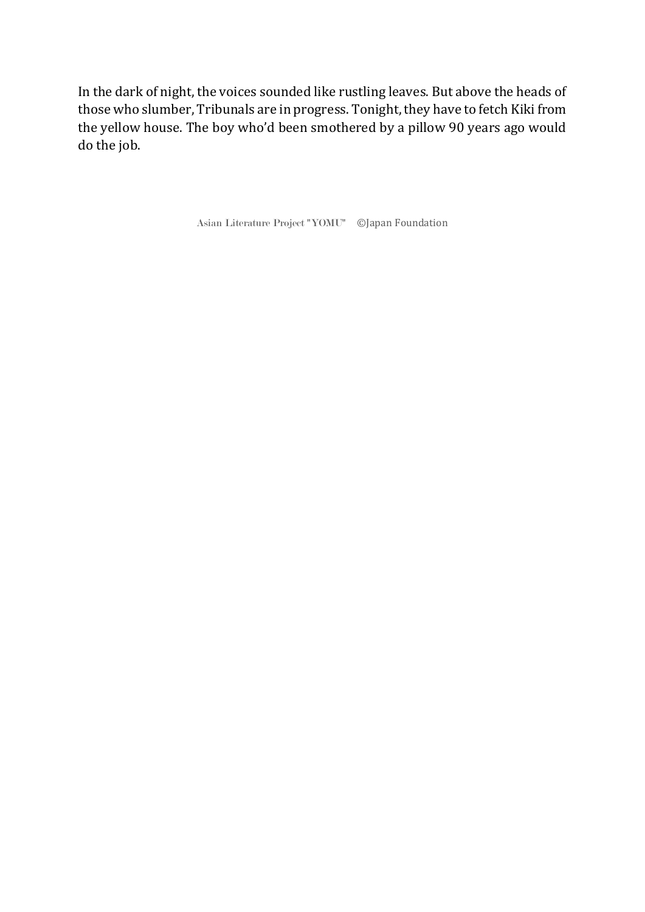In the dark of night, the voices sounded like rustling leaves. But above the heads of those who slumber, Tribunals are in progress. Tonight, they have to fetch Kiki from the yellow house. The boy who'd been smothered by a pillow 90 years ago would do the job.